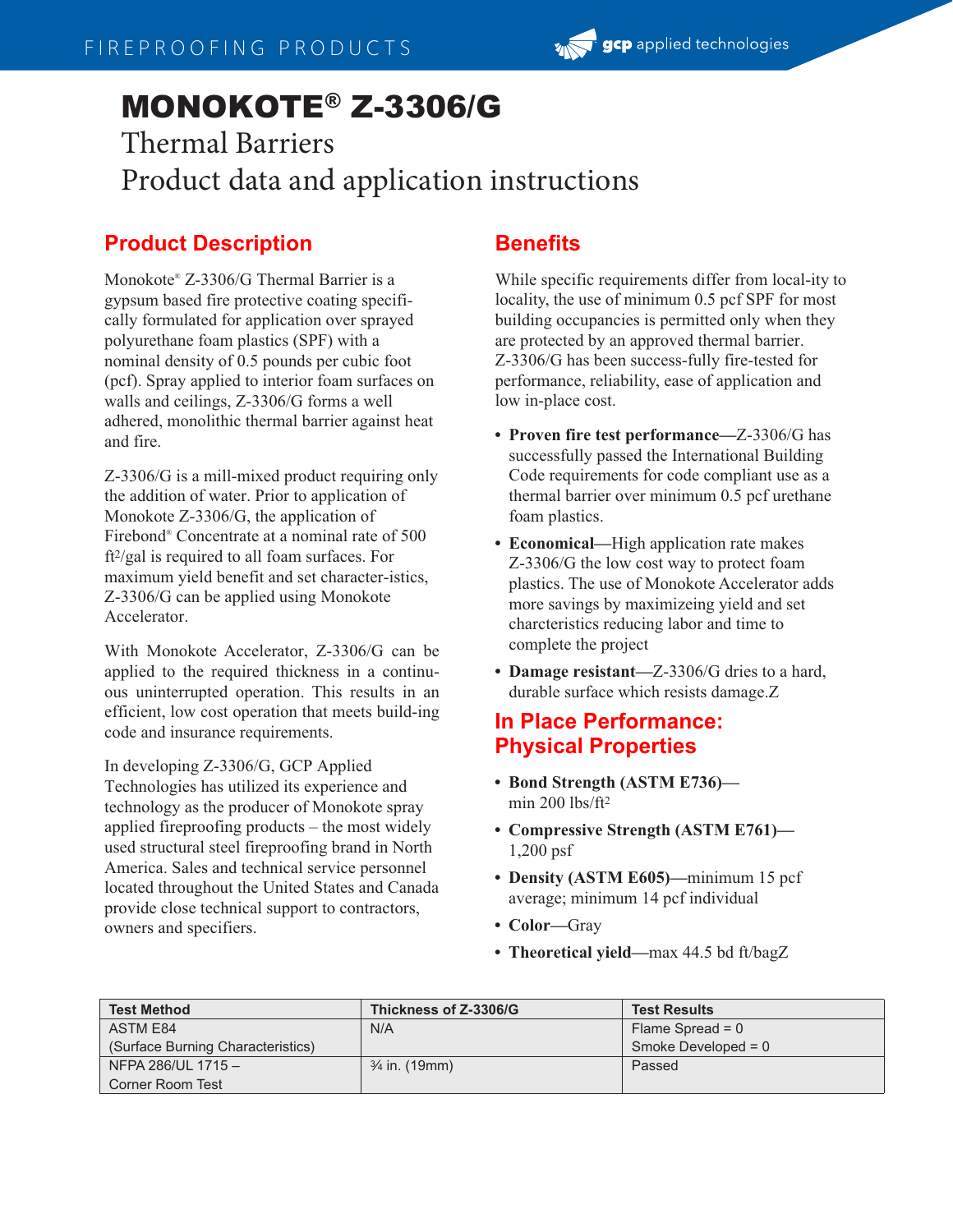# MONOKOTE® Z-3306/G

## Thermal Barriers

## Product data and application instructions

## Product Description

Monokote® Z-3306/G Thermal Barrier is a gypsum based fire protective coating specifically formulated for application over sprayed polyurethane foam plastics (SPF) with a nominal density of 0.5 pounds per cubic foot (pcf). Spray applied to interior foam surfaces on walls and ceilings, Z-3306/G forms a well adhered, monolithic thermal barrier against heat and fire.

Z-3306/G is a mill-mixed product requiring only the addition of water. Prior to application of Monokote Z-3306/G, the application of Firebond® Concentrate at a nominal rate of 500 ft²/gal is required to all foam surfaces. For maximum yield benefit and set character-istics, Z-3306/G can be applied using Monokote Accelerator.

With Monokote Accelerator, Z-3306/G can be applied to the required thickness in a continuous uninterrupted operation. This results in an efficient, low cost operation that meets build-ing code and insurance requirements.

In developing Z-3306/G, GCP Applied Technologies has utilized its experience and technology as the producer of Monokote spray applied fireproofing products – the most widely used structural steel fireproofing brand in North America. Sales and technical service personnel located throughout the United States and Canada provide close technical support to contractors, owners and specifiers.

## Benefits

While specific requirements differ from local-ity to locality, the use of minimum 0.5 pcf SPF for most building occupancies is permitted only when they are protected by an approved thermal barrier. Z-3306/G has been success-fully fire-tested for performance, reliability, ease of application and low in-place cost.

- **Proven fire test performance**—Z-3306/G has successfully passed the International Building Code requirements for code compliant use as a thermal barrier over minimum 0.5 pcf urethane foam plastics.
- **Economical**—High application rate makes Z-3306/G the low cost way to protect foam plastics. The use of Monokote Accelerator adds more savings by maximizeing yield and set charcteristics reducing labor and time to complete the project
- **Damage resistant**—Z-3306/G dries to a hard, durable surface which resists damage.Z

## In Place Performance: Physical Properties

- **Bond Strength (ASTM E736)**—min 200 lbs/ft²
- **Compressive Strength (ASTM E761)**—1,200 psf
- **Density (ASTM E605)**—minimum 15 pcf average; minimum 14 pcf individual
- **Color**—Gray
- **Theoretical yield**—max 44.5 bd ft/bagZ

| Test Method | Thickness of Z-3306/G | Test Results |
|---|---|---|
| ASTM E84 (Surface Burning Characteristics) | N/A | Flame Spread = 0<br>Smoke Developed = 0 |
| NFPA 286/UL 1715 – Corner Room Test | ¾ in. (19mm) | Passed |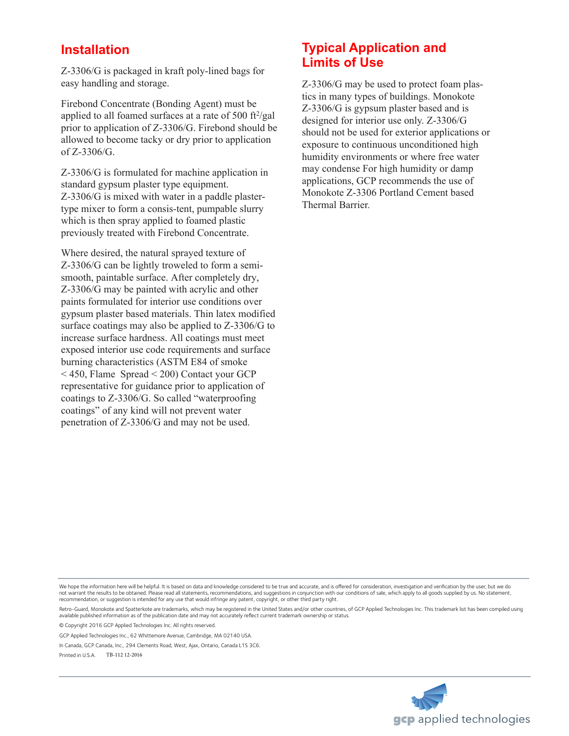## Installation

Z-3306/G is packaged in kraft poly-lined bags for easy handling and storage.

Firebond Concentrate (Bonding Agent) must be applied to all foamed surfaces at a rate of 500 $ft^2$/gal prior to application of Z-3306/G. Firebond should be allowed to become tacky or dry prior to application of Z-3306/G.

Z-3306/G is formulated for machine application in standard gypsum plaster type equipment. Z-3306/G is mixed with water in a paddle plaster-type mixer to form a consis-tent, pumpable slurry which is then spray applied to foamed plastic previously treated with Firebond Concentrate.

Where desired, the natural sprayed texture of Z-3306/G can be lightly troweled to form a semi-smooth, paintable surface. After completely dry, Z-3306/G may be painted with acrylic and other paints formulated for interior use conditions over gypsum plaster based materials. Thin latex modified surface coatings may also be applied to Z-3306/G to increase surface hardness. All coatings must meet exposed interior use code requirements and surface burning characteristics (ASTM E84 of smoke < 450, Flame Spread < 200) Contact your GCP representative for guidance prior to application of coatings to Z-3306/G. So called "waterproofing coatings" of any kind will not prevent water penetration of Z-3306/G and may not be used.

## Typical Application and Limits of Use

Z-3306/G may be used to protect foam plastics in many types of buildings. Monokote Z-3306/G is gypsum plaster based and is designed for interior use only. Z-3306/G should not be used for exterior applications or exposure to continuous unconditioned high humidity environments or where free water may condense For high humidity or damp applications, GCP recommends the use of Monokote Z-3306 Portland Cement based Thermal Barrier.

We hope the information here will be helpful. It is based on data and knowledge considered to be true and accurate, and is offered for consideration, investigation and verification by the user, but we do not warrant the results to be obtained. Please read all statements, recommendations, and suggestions in conjunction with our conditions of sale, which apply to all goods supplied by us. No statement, recommendation, or suggestion is intended for any use that would infringe any patent, copyright, or other third party right.

Retro-Guard, Monokote and Spatterkote are trademarks, which may be registered in the United States and/or other countries, of GCP Applied Technologies Inc. This trademark list has been compiled using available published information as of the publication date and may not accurately reflect current trademark ownership or status.

© Copyright 2016 GCP Applied Technologies Inc. All rights reserved.

GCP Applied Technologies Inc., 62 Whittemore Avenue, Cambridge, MA 02140 USA.

In Canada, GCP Canada, Inc., 294 Clements Road, West, Ajax, Ontario, Canada L1S 3C6.

Printed in U.S.A. TB-112 12-2016

gcp applied technologies